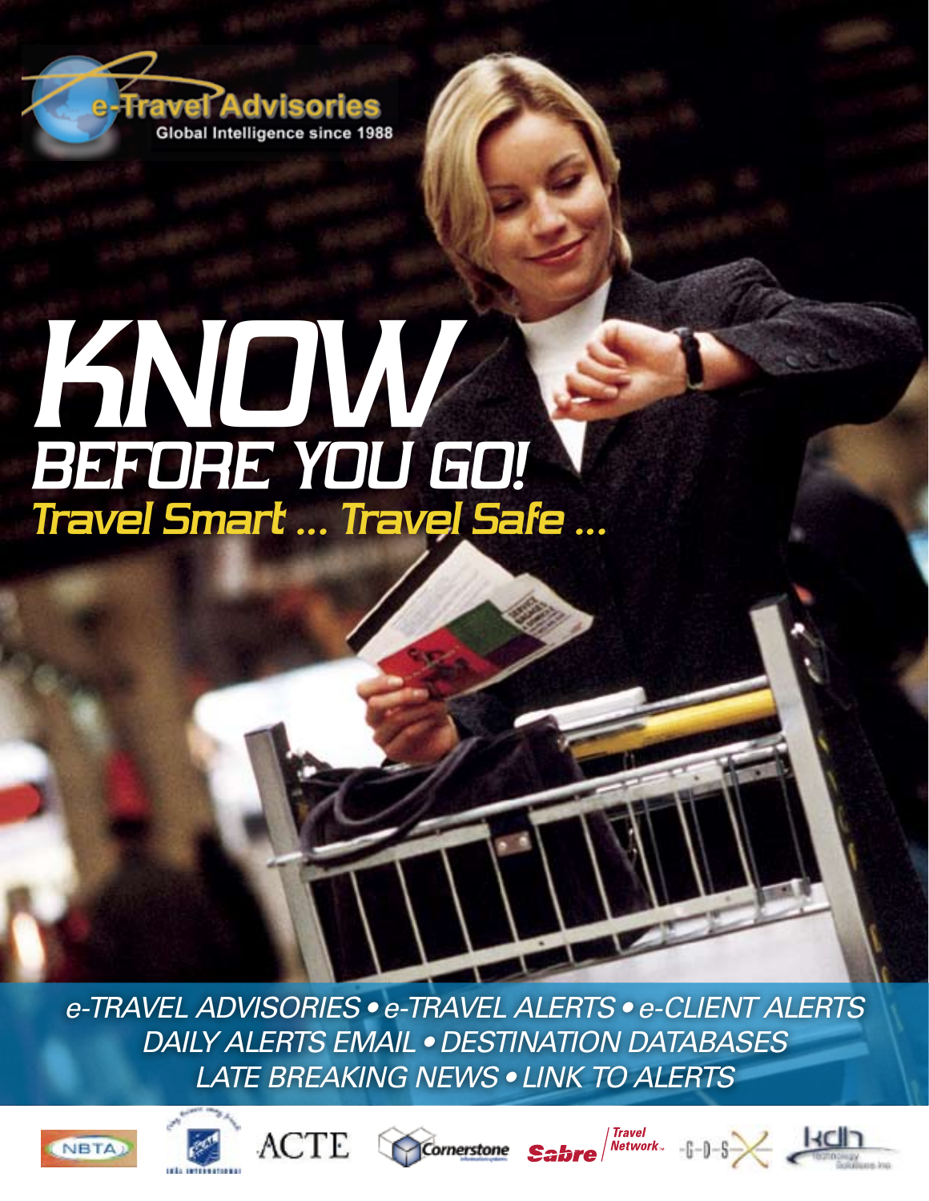e-Travel Advisories
Global Intelligence since 1988

# KNOW
## BEFORE YOU GO!
### Travel Smart ... Travel Safe ...

e-TRAVEL ADVISORIES • e-TRAVEL ALERTS • e-CLIENT ALERTS
DAILY ALERTS EMAIL • DESTINATION DATABASES
LATE BREAKING NEWS • LINK TO ALERTS

NBTA ACTE Cornerstone Sabre Travel Network G-D-S kdh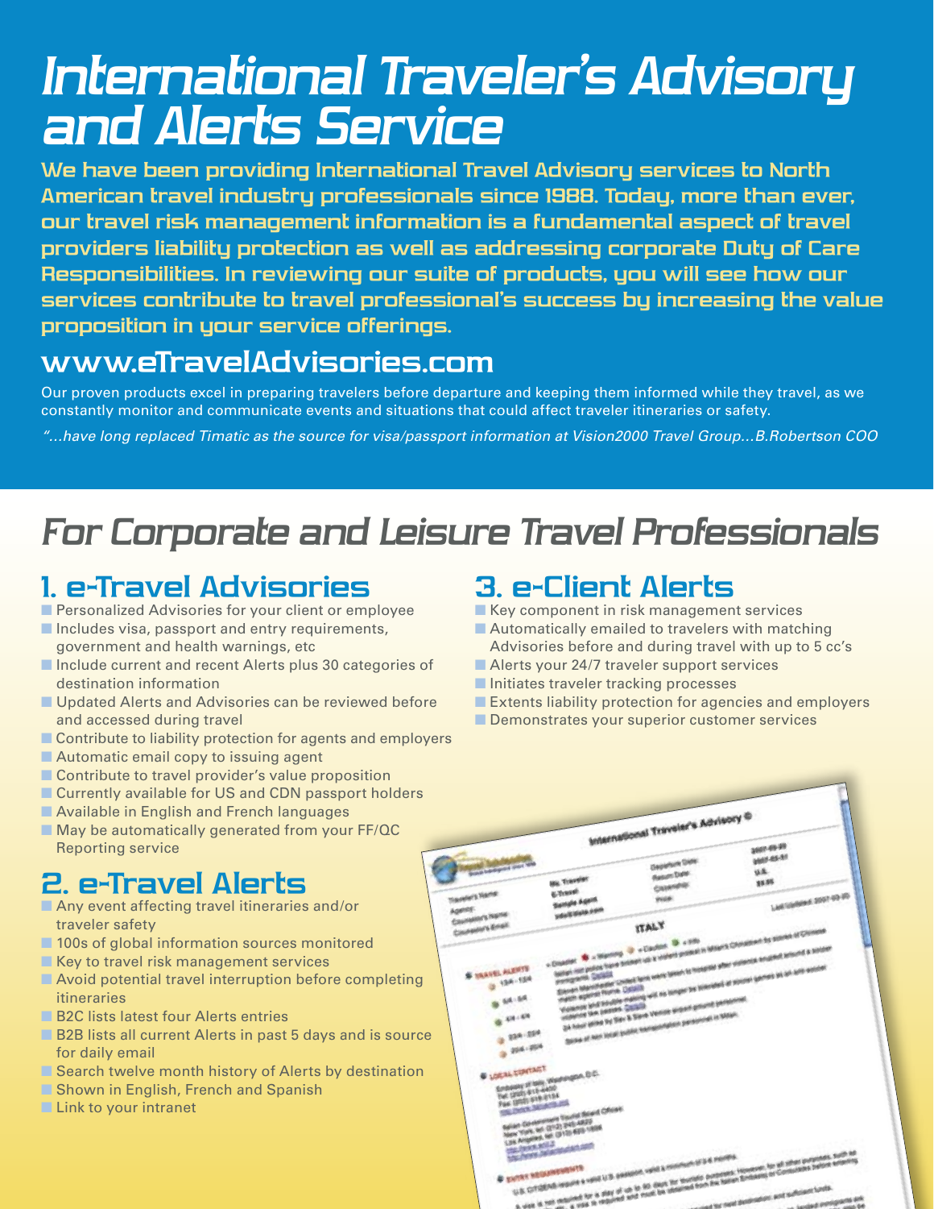# International Traveler's Advisory and Alerts Service

**We have been providing International Travel Advisory services to North American travel industry professionals since 1988. Today, more than ever, our travel risk management information is a fundamental aspect of travel providers liability protection as well as addressing corporate Duty of Care Responsibilities. In reviewing our suite of products, you will see how our services contribute to travel professional's success by increasing the value proposition in your service offerings.**

## www.eTravelAdvisories.com

Our proven products excel in preparing travelers before departure and keeping them informed while they travel, as we constantly monitor and communicate events and situations that could affect traveler itineraries or safety.

*"...have long replaced Timatic as the source for visa/passport information at Vision2000 Travel Group...B.Robertson COO*

# For Corporate and Leisure Travel Professionals

## 1. e-Travel Advisories

- Personalized Advisories for your client or employee
- Includes visa, passport and entry requirements, government and health warnings, etc
- Include current and recent Alerts plus 30 categories of destination information
- Updated Alerts and Advisories can be reviewed before and accessed during travel
- Contribute to liability protection for agents and employers
- Automatic email copy to issuing agent
- Contribute to travel provider's value proposition
- Currently available for US and CDN passport holders
- Available in English and French languages
- May be automatically generated from your FF/QC Reporting service

## 2. e-Travel Alerts

- Any event affecting travel itineraries and/or traveler safety
- 100s of global information sources monitored
- Key to travel risk management services
- Avoid potential travel interruption before completing itineraries
- B2C lists latest four Alerts entries
- B2B lists all current Alerts in past 5 days and is source for daily email
- Search twelve month history of Alerts by destination
- Shown in English, French and Spanish
- Link to your intranet

## 3. e-Client Alerts

- Key component in risk management services
- Automatically emailed to travelers with matching Advisories before and during travel with up to 5 cc's
- Alerts your 24/7 traveler support services
- Initiates traveler tracking processes
- Extents liability protection for agencies and employers
- Demonstrates your superior customer services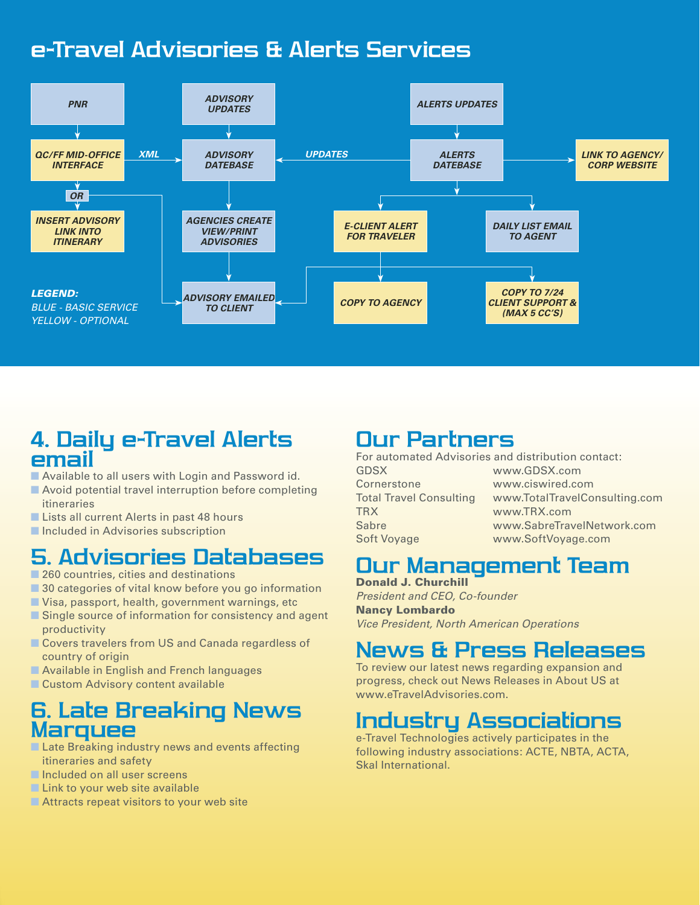# e-Travel Advisories & Alerts Services

PNR → QC/FF MID-OFFICE INTERFACE → (XML) → ADVISORY DATEBASE

QC/FF MID-OFFICE INTERFACE → OR → INSERT ADVISORY LINK INTO ITINERARY

ADVISORY UPDATES → ADVISORY DATEBASE → AGENCIES CREATE VIEW/PRINT ADVISORIES → ADVISORY EMAILED TO CLIENT

ALERTS UPDATES → ALERTS DATEBASE → (UPDATES) → ADVISORY DATEBASE

ALERTS DATEBASE → LINK TO AGENCY/ CORP WEBSITE

ALERTS DATEBASE → E-CLIENT ALERT FOR TRAVELER → COPY TO AGENCY / COPY TO 7/24 CLIENT SUPPORT & (MAX 5 CC'S) / ADVISORY EMAILED TO CLIENT

ALERTS DATEBASE → DAILY LIST EMAIL TO AGENT

*LEGEND:*
*BLUE - BASIC SERVICE*
*YELLOW - OPTIONAL*

## 4. Daily e-Travel Alerts email

- Available to all users with Login and Password id.
- Avoid potential travel interruption before completing itineraries
- Lists all current Alerts in past 48 hours
- Included in Advisories subscription

## 5. Advisories Databases

- 260 countries, cities and destinations
- 30 categories of vital know before you go information
- Visa, passport, health, government warnings, etc
- Single source of information for consistency and agent productivity
- Covers travelers from US and Canada regardless of country of origin
- Available in English and French languages
- Custom Advisory content available

## 6. Late Breaking News Marquee

- Late Breaking industry news and events affecting itineraries and safety
- Included on all user screens
- Link to your web site available
- Attracts repeat visitors to your web site

## Our Partners

For automated Advisories and distribution contact:

| | |
|---|---|
| GDSX | www.GDSX.com |
| Cornerstone | www.ciswired.com |
| Total Travel Consulting | www.TotalTravelConsulting.com |
| TRX | www.TRX.com |
| Sabre | www.SabreTravelNetwork.com |
| Soft Voyage | www.SoftVoyage.com |

## Our Management Team

**Donald J. Churchill**
*President and CEO, Co-founder*
**Nancy Lombardo**
*Vice President, North American Operations*

## News & Press Releases

To review our latest news regarding expansion and progress, check out News Releases in About US at www.eTravelAdvisories.com.

## Industry Associations

e-Travel Technologies actively participates in the following industry associations: ACTE, NBTA, ACTA, Skal International.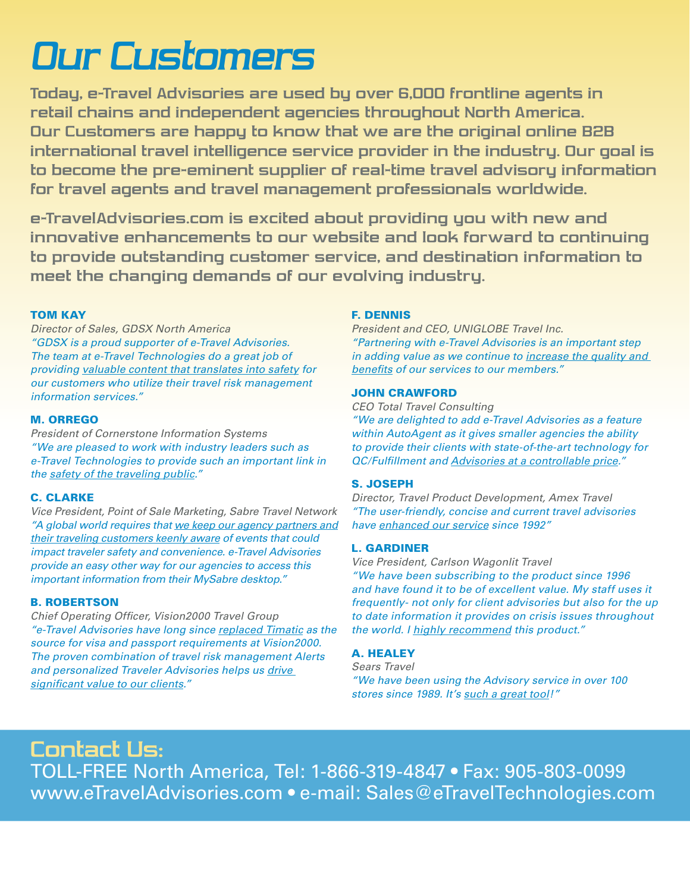# Our Customers

**Today, e-Travel Advisories are used by over 6,000 frontline agents in retail chains and independent agencies throughout North America. Our Customers are happy to know that we are the original online B2B international travel intelligence service provider in the industry. Our goal is to become the pre-eminent supplier of real-time travel advisory information for travel agents and travel management professionals worldwide.**

**e-TravelAdvisories.com is excited about providing you with new and innovative enhancements to our website and look forward to continuing to provide outstanding customer service, and destination information to meet the changing demands of our evolving industry.**

**TOM KAY**
*Director of Sales, GDSX North America*
*"GDSX is a proud supporter of e-Travel Advisories. The team at e-Travel Technologies do a great job of providing valuable content that translates into safety for our customers who utilize their travel risk management information services."*

**M. ORREGO**
*President of Cornerstone Information Systems*
*"We are pleased to work with industry leaders such as e-Travel Technologies to provide such an important link in the safety of the traveling public."*

**C. CLARKE**
*Vice President, Point of Sale Marketing, Sabre Travel Network*
*"A global world requires that we keep our agency partners and their traveling customers keenly aware of events that could impact traveler safety and convenience. e-Travel Advisories provide an easy other way for our agencies to access this important information from their MySabre desktop."*

**B. ROBERTSON**
*Chief Operating Officer, Vision2000 Travel Group*
*"e-Travel Advisories have long since replaced Timatic as the source for visa and passport requirements at Vision2000. The proven combination of travel risk management Alerts and personalized Traveler Advisories helps us drive significant value to our clients."*

**F. DENNIS**
*President and CEO, UNIGLOBE Travel Inc.*
*"Partnering with e-Travel Advisories is an important step in adding value as we continue to increase the quality and benefits of our services to our members."*

**JOHN CRAWFORD**
*CEO Total Travel Consulting*
*"We are delighted to add e-Travel Advisories as a feature within AutoAgent as it gives smaller agencies the ability to provide their clients with state-of-the-art technology for QC/Fulfillment and Advisories at a controllable price."*

**S. JOSEPH**
*Director, Travel Product Development, Amex Travel*
*"The user-friendly, concise and current travel advisories have enhanced our service since 1992"*

**L. GARDINER**
*Vice President, Carlson Wagonlit Travel*
*"We have been subscribing to the product since 1996 and have found it to be of excellent value. My staff uses it frequently- not only for client advisories but also for the up to date information it provides on crisis issues throughout the world. I highly recommend this product."*

**A. HEALEY**
*Sears Travel*
*"We have been using the Advisory service in over 100 stores since 1989. It's such a great tool!"*

## Contact Us:

TOLL-FREE North America, Tel: 1-866-319-4847 • Fax: 905-803-0099
www.eTravelAdvisories.com • e-mail: Sales@eTravelTechnologies.com